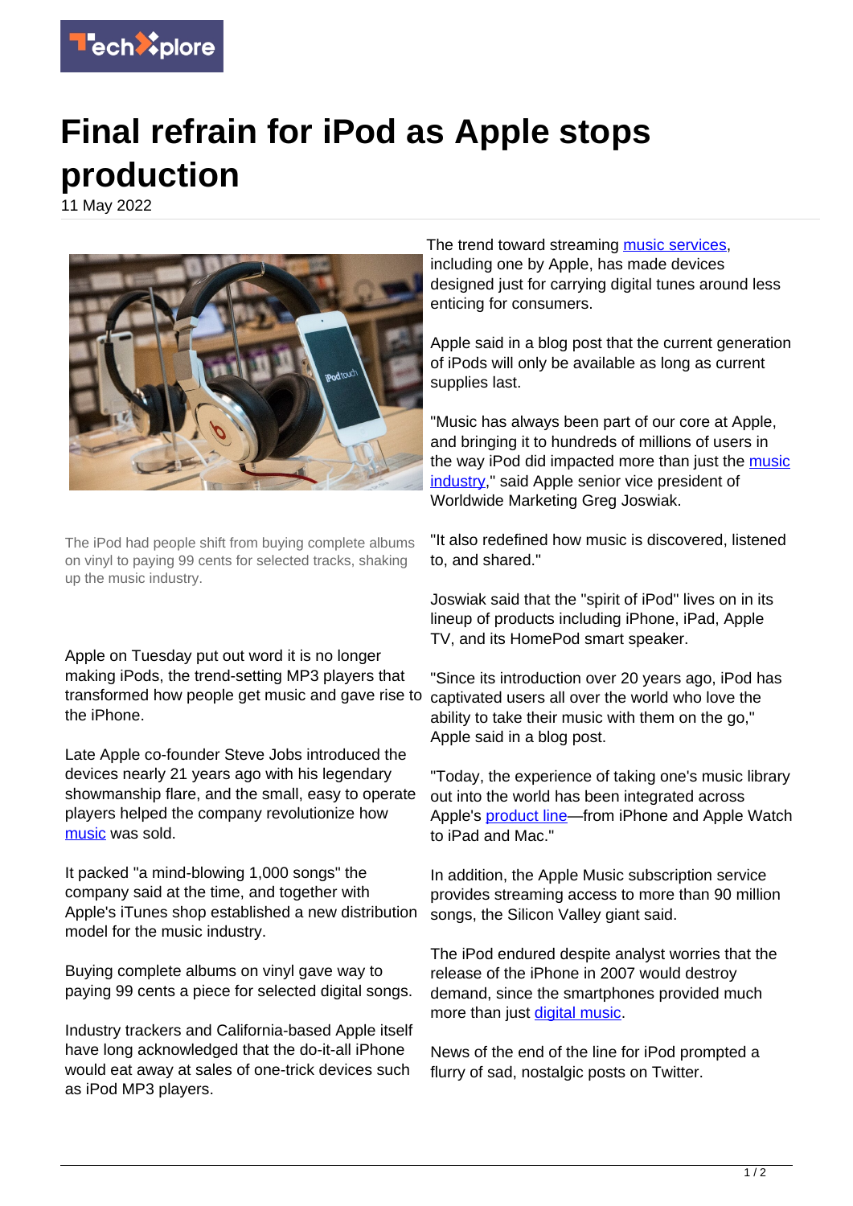# Final refrain for iPod as Apple stops production

11 May 2022

The iPod had people shift from buying complete albums on vinyl to paying 99 cents for selected tracks, shaking up the music industry.

Apple on Tuesday put out word it is no longer making iPods, the trend-setting MP3 players that transformed how people get music and gave rise to the iPhone.

Late Apple co-founder Steve Jobs introduced the devices nearly 21 years ago with his legendary showmanship flare, and the small, easy to operate players helped the company revolutionize how music was sold.

It packed "a mind-blowing 1,000 songs" the company said at the time, and together with Apple's iTunes shop established a new distribution model for the music industry.

Buying complete albums on vinyl gave way to paying 99 cents a piece for selected digital songs.

Industry trackers and California-based Apple itself have long acknowledged that the do-it-all iPhone would eat away at sales of one-trick devices such as iPod MP3 players.

The trend toward streaming music services, including one by Apple, has made devices designed just for carrying digital tunes around less enticing for consumers.

Apple said in a blog post that the current generation of iPods will only be available as long as current supplies last.

"Music has always been part of our core at Apple, and bringing it to hundreds of millions of users in the way iPod did impacted more than just the music industry," said Apple senior vice president of Worldwide Marketing Greg Joswiak.

"It also redefined how music is discovered, listened to, and shared."

Joswiak said that the "spirit of iPod" lives on in its lineup of products including iPhone, iPad, Apple TV, and its HomePod smart speaker.

"Since its introduction over 20 years ago, iPod has captivated users all over the world who love the ability to take their music with them on the go," Apple said in a blog post.

"Today, the experience of taking one's music library out into the world has been integrated across Apple's product line—from iPhone and Apple Watch to iPad and Mac."

In addition, the Apple Music subscription service provides streaming access to more than 90 million songs, the Silicon Valley giant said.

The iPod endured despite analyst worries that the release of the iPhone in 2007 would destroy demand, since the smartphones provided much more than just digital music.

News of the end of the line for iPod prompted a flurry of sad, nostalgic posts on Twitter.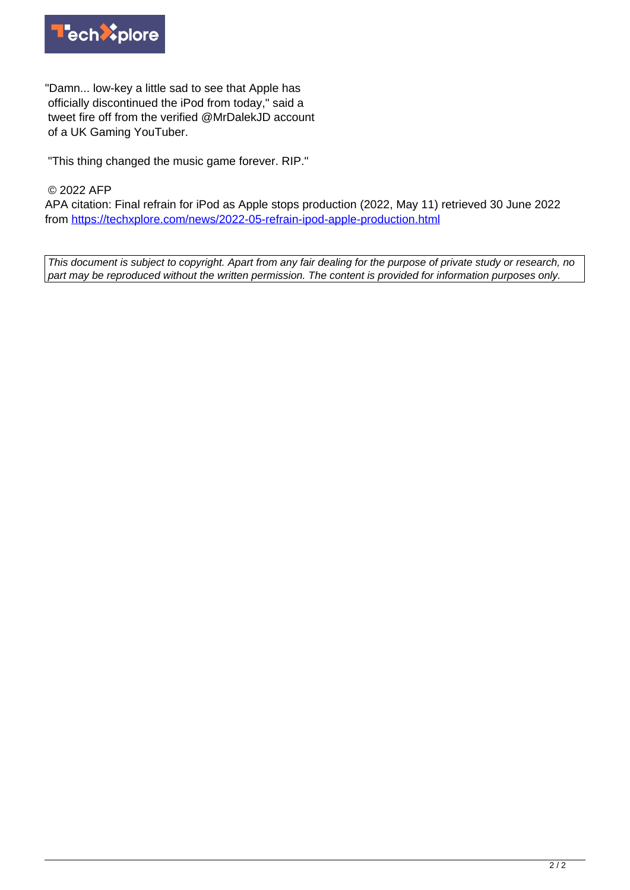"Damn... low-key a little sad to see that Apple has officially discontinued the iPod from today," said a tweet fire off from the verified @MrDalekJD account of a UK Gaming YouTuber.

"This thing changed the music game forever. RIP."

© 2022 AFP

APA citation: Final refrain for iPod as Apple stops production (2022, May 11) retrieved 30 June 2022 from https://techxplore.com/news/2022-05-refrain-ipod-apple-production.html

*This document is subject to copyright. Apart from any fair dealing for the purpose of private study or research, no part may be reproduced without the written permission. The content is provided for information purposes only.*